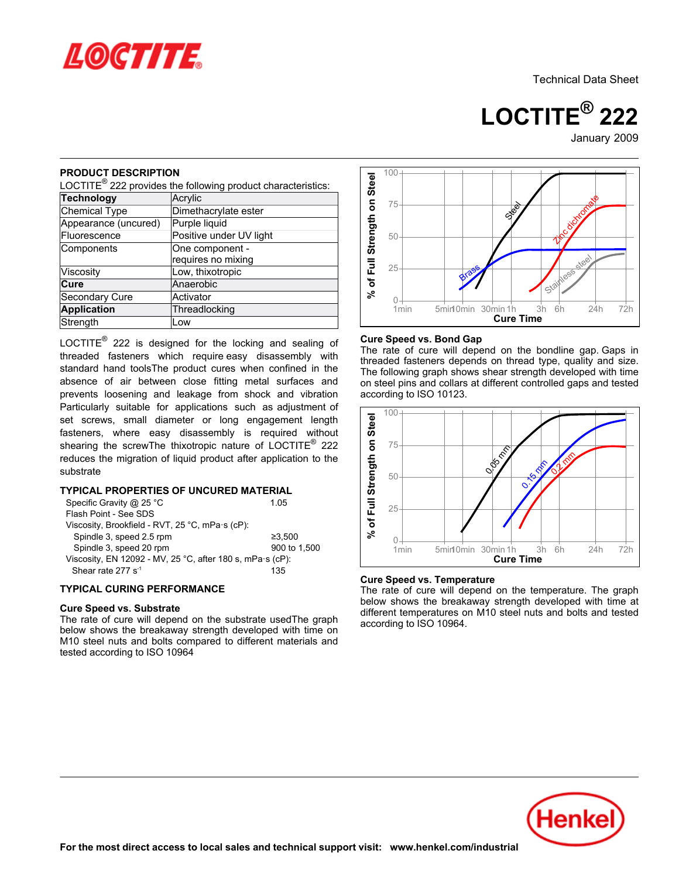**LOCTITE**

Technical Data Sheet

# LOCTITE® 222

January 2009

## PRODUCT DESCRIPTION

LOCTITE® 222 provides the following product characteristics:

| **Technology** | Acrylic |
|---|---|
| Chemical Type | Dimethacrylate ester |
| Appearance (uncured) | Purple liquid |
| Fluorescence | Positive under UV light |
| Components | One component - requires no mixing |
| Viscosity | Low, thixotropic |
| **Cure** | Anaerobic |
| Secondary Cure | Activator |
| **Application** | Threadlocking |
| Strength | Low |

LOCTITE® 222 is designed for the locking and sealing of threaded fasteners which require easy disassembly with standard hand toolsThe product cures when confined in the absence of air between close fitting metal surfaces and prevents loosening and leakage from shock and vibration Particularly suitable for applications such as adjustment of set screws, small diameter or long engagement length fasteners, where easy disassembly is required without shearing the screwThe thixotropic nature of LOCTITE® 222 reduces the migration of liquid product after application to the substrate

## TYPICAL PROPERTIES OF UNCURED MATERIAL

| | |
|---|---|
| Specific Gravity @ 25 °C | 1.05 |
| Flash Point - See SDS | |
| Viscosity, Brookfield - RVT, 25 °C, mPa·s (cP): | |
| Spindle 3, speed 2.5 rpm | ≥3,500 |
| Spindle 3, speed 20 rpm | 900 to 1,500 |
| Viscosity, EN 12092 - MV, 25 °C, after 180 s, mPa·s (cP): | |
| Shear rate 277 $s^{-1}$ | 135 |

## TYPICAL CURING PERFORMANCE

### Cure Speed vs. Substrate

The rate of cure will depend on the substrate usedThe graph below shows the breakaway strength developed with time on M10 steel nuts and bolts compared to different materials and tested according to ISO 10964

### Cure Speed vs. Bond Gap

The rate of cure will depend on the bondline gap. Gaps in threaded fasteners depends on thread type, quality and size. The following graph shows shear strength developed with time on steel pins and collars at different controlled gaps and tested according to ISO 10123.

### Cure Speed vs. Temperature

The rate of cure will depend on the temperature. The graph below shows the breakaway strength developed with time at different temperatures on M10 steel nuts and bolts and tested according to ISO 10964.

**For the most direct access to local sales and technical support visit: www.henkel.com/industrial**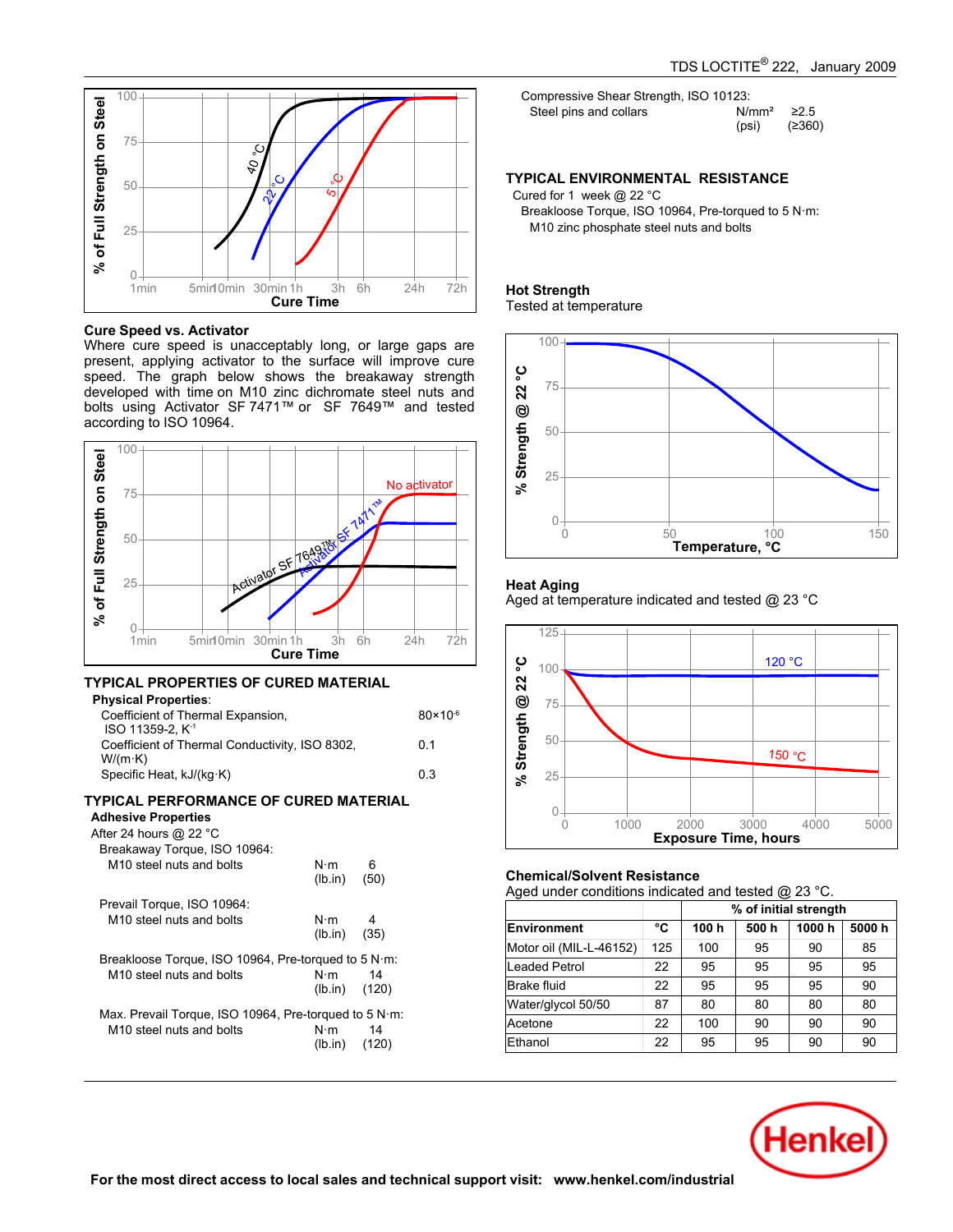Cure Speed vs. Activator

Where cure speed is unacceptably long, or large gaps are present, applying activator to the surface will improve cure speed. The graph below shows the breakaway strength developed with time on M10 zinc dichromate steel nuts and bolts using Activator SF 7471™ or SF 7649™ and tested according to ISO 10964.

## TYPICAL PROPERTIES OF CURED MATERIAL

**Physical Properties**:

| | |
|---|---|
| Coefficient of Thermal Expansion, ISO 11359-2, $K^{-1}$ | $80 \times 10^{-6}$ |
| Coefficient of Thermal Conductivity, ISO 8302, W/(m·K) | 0.1 |
| Specific Heat, kJ/(kg·K) | 0.3 |

## TYPICAL PERFORMANCE OF CURED MATERIAL

**Adhesive Properties**

After 24 hours @ 22 °C

Breakaway Torque, ISO 10964:

| | | |
|---|---|---|
| M10 steel nuts and bolts | N·m | 6 |
| | (lb.in) | (50) |

Prevail Torque, ISO 10964:

| | | |
|---|---|---|
| M10 steel nuts and bolts | N·m | 4 |
| | (lb.in) | (35) |

Breakloose Torque, ISO 10964, Pre-torqued to 5 N·m:

| | | |
|---|---|---|
| M10 steel nuts and bolts | N·m | 14 |
| | (lb.in) | (120) |

Max. Prevail Torque, ISO 10964, Pre-torqued to 5 N·m:

| | | |
|---|---|---|
| M10 steel nuts and bolts | N·m | 14 |
| | (lb.in) | (120) |

Compressive Shear Strength, ISO 10123:

| | | |
|---|---|---|
| Steel pins and collars | N/mm² | ≥2.5 |
| | (psi) | (≥360) |

## TYPICAL ENVIRONMENTAL RESISTANCE

Cured for 1 week @ 22 °C

Breakloose Torque, ISO 10964, Pre-torqued to 5 N·m:

M10 zinc phosphate steel nuts and bolts

### Hot Strength

Tested at temperature

### Heat Aging

Aged at temperature indicated and tested @ 23 °C

### Chemical/Solvent Resistance

Aged under conditions indicated and tested @ 23 °C.

| | | % of initial strength | | | |
|---|---|---|---|---|---|
| **Environment** | **°C** | **100 h** | **500 h** | **1000 h** | **5000 h** |
| Motor oil (MIL-L-46152) | 125 | 100 | 95 | 90 | 85 |
| Leaded Petrol | 22 | 95 | 95 | 95 | 95 |
| Brake fluid | 22 | 95 | 95 | 95 | 90 |
| Water/glycol 50/50 | 87 | 80 | 80 | 80 | 80 |
| Acetone | 22 | 100 | 90 | 90 | 90 |
| Ethanol | 22 | 95 | 95 | 90 | 90 |

**For the most direct access to local sales and technical support visit: www.henkel.com/industrial**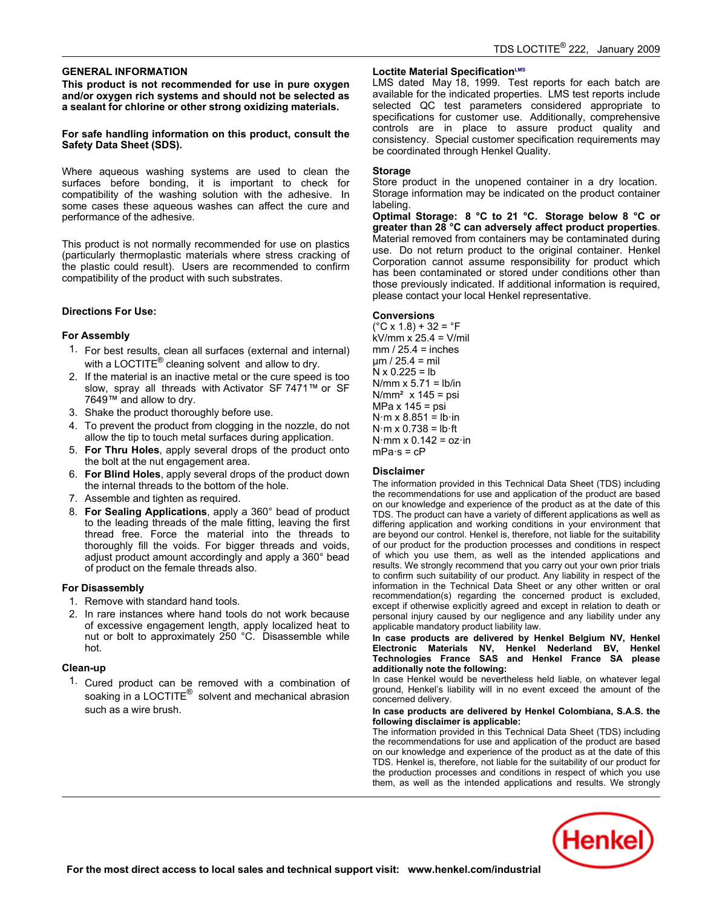## GENERAL INFORMATION

**This product is not recommended for use in pure oxygen and/or oxygen rich systems and should not be selected as a sealant for chlorine or other strong oxidizing materials.**

**For safe handling information on this product, consult the Safety Data Sheet (SDS).**

Where aqueous washing systems are used to clean the surfaces before bonding, it is important to check for compatibility of the washing solution with the adhesive. In some cases these aqueous washes can affect the cure and performance of the adhesive.

This product is not normally recommended for use on plastics (particularly thermoplastic materials where stress cracking of the plastic could result). Users are recommended to confirm compatibility of the product with such substrates.

### Directions For Use:

#### For Assembly

1. For best results, clean all surfaces (external and internal) with a LOCTITE® cleaning solvent and allow to dry.
2. If the material is an inactive metal or the cure speed is too slow, spray all threads with Activator SF 7471™ or SF 7649™ and allow to dry.
3. Shake the product thoroughly before use.
4. To prevent the product from clogging in the nozzle, do not allow the tip to touch metal surfaces during application.
5. **For Thru Holes**, apply several drops of the product onto the bolt at the nut engagement area.
6. **For Blind Holes**, apply several drops of the product down the internal threads to the bottom of the hole.
7. Assemble and tighten as required.
8. **For Sealing Applications**, apply a 360° bead of product to the leading threads of the male fitting, leaving the first thread free. Force the material into the threads to thoroughly fill the voids. For bigger threads and voids, adjust product amount accordingly and apply a 360° bead of product on the female threads also.

#### For Disassembly

1. Remove with standard hand tools.
2. In rare instances where hand tools do not work because of excessive engagement length, apply localized heat to nut or bolt to approximately 250 °C. Disassemble while hot.

#### Clean-up

1. Cured product can be removed with a combination of soaking in a LOCTITE® solvent and mechanical abrasion such as a wire brush.

### Loctite Material Specification[LMS]

LMS dated May 18, 1999. Test reports for each batch are available for the indicated properties. LMS test reports include selected QC test parameters considered appropriate to specifications for customer use. Additionally, comprehensive controls are in place to assure product quality and consistency. Special customer specification requirements may be coordinated through Henkel Quality.

### Storage

Store product in the unopened container in a dry location. Storage information may be indicated on the product container labeling.

**Optimal Storage: 8 °C to 21 °C. Storage below 8 °C or greater than 28 °C can adversely affect product properties**. Material removed from containers may be contaminated during use. Do not return product to the original container. Henkel Corporation cannot assume responsibility for product which has been contaminated or stored under conditions other than those previously indicated. If additional information is required, please contact your local Henkel representative.

### Conversions

(°C x 1.8) + 32 = °F
kV/mm x 25.4 = V/mil
mm / 25.4 = inches
µm / 25.4 = mil
N x 0.225 = lb
N/mm x 5.71 = lb/in
N/mm² x 145 = psi
MPa x 145 = psi
N·m x 8.851 = lb·in
N·m x 0.738 = lb·ft
N·mm x 0.142 = oz·in
mPa·s = cP

### Disclaimer

The information provided in this Technical Data Sheet (TDS) including the recommendations for use and application of the product are based on our knowledge and experience of the product as at the date of this TDS. The product can have a variety of different applications as well as differing application and working conditions in your environment that are beyond our control. Henkel is, therefore, not liable for the suitability of our product for the production processes and conditions in respect of which you use them, as well as the intended applications and results. We strongly recommend that you carry out your own prior trials to confirm such suitability of our product. Any liability in respect of the information in the Technical Data Sheet or any other written or oral recommendation(s) regarding the concerned product is excluded, except if otherwise explicitly agreed and except in relation to death or personal injury caused by our negligence and any liability under any applicable mandatory product liability law.

**In case products are delivered by Henkel Belgium NV, Henkel Electronic Materials NV, Henkel Nederland BV, Henkel Technologies France SAS and Henkel France SA please additionally note the following:**

In case Henkel would be nevertheless held liable, on whatever legal ground, Henkel's liability will in no event exceed the amount of the concerned delivery.

**In case products are delivered by Henkel Colombiana, S.A.S. the following disclaimer is applicable:**

The information provided in this Technical Data Sheet (TDS) including the recommendations for use and application of the product are based on our knowledge and experience of the product as at the date of this TDS. Henkel is, therefore, not liable for the suitability of our product for the production processes and conditions in respect of which you use them, as well as the intended applications and results. We strongly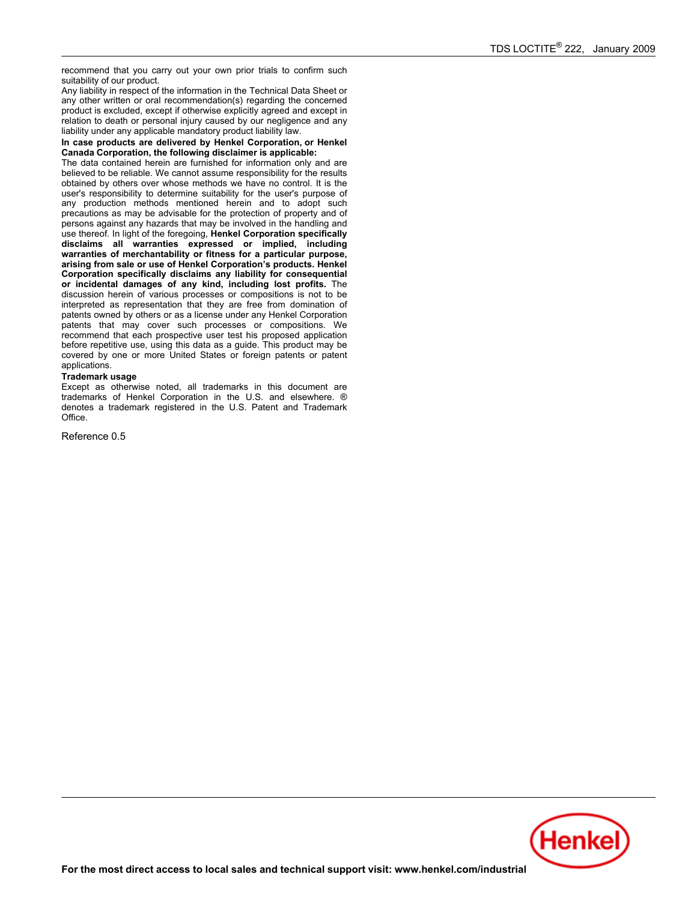recommend that you carry out your own prior trials to confirm such suitability of our product.

Any liability in respect of the information in the Technical Data Sheet or any other written or oral recommendation(s) regarding the concerned product is excluded, except if otherwise explicitly agreed and except in relation to death or personal injury caused by our negligence and any liability under any applicable mandatory product liability law.

**In case products are delivered by Henkel Corporation, or Henkel Canada Corporation, the following disclaimer is applicable:**

The data contained herein are furnished for information only and are believed to be reliable. We cannot assume responsibility for the results obtained by others over whose methods we have no control. It is the user's responsibility to determine suitability for the user's purpose of any production methods mentioned herein and to adopt such precautions as may be advisable for the protection of property and of persons against any hazards that may be involved in the handling and use thereof. In light of the foregoing, **Henkel Corporation specifically disclaims all warranties expressed or implied, including warranties of merchantability or fitness for a particular purpose, arising from sale or use of Henkel Corporation's products. Henkel Corporation specifically disclaims any liability for consequential or incidental damages of any kind, including lost profits.** The discussion herein of various processes or compositions is not to be interpreted as representation that they are free from domination of patents owned by others or as a license under any Henkel Corporation patents that may cover such processes or compositions. We recommend that each prospective user test his proposed application before repetitive use, using this data as a guide. This product may be covered by one or more United States or foreign patents or patent applications.

**Trademark usage**

Except as otherwise noted, all trademarks in this document are trademarks of Henkel Corporation in the U.S. and elsewhere. ® denotes a trademark registered in the U.S. Patent and Trademark Office.

Reference 0.5